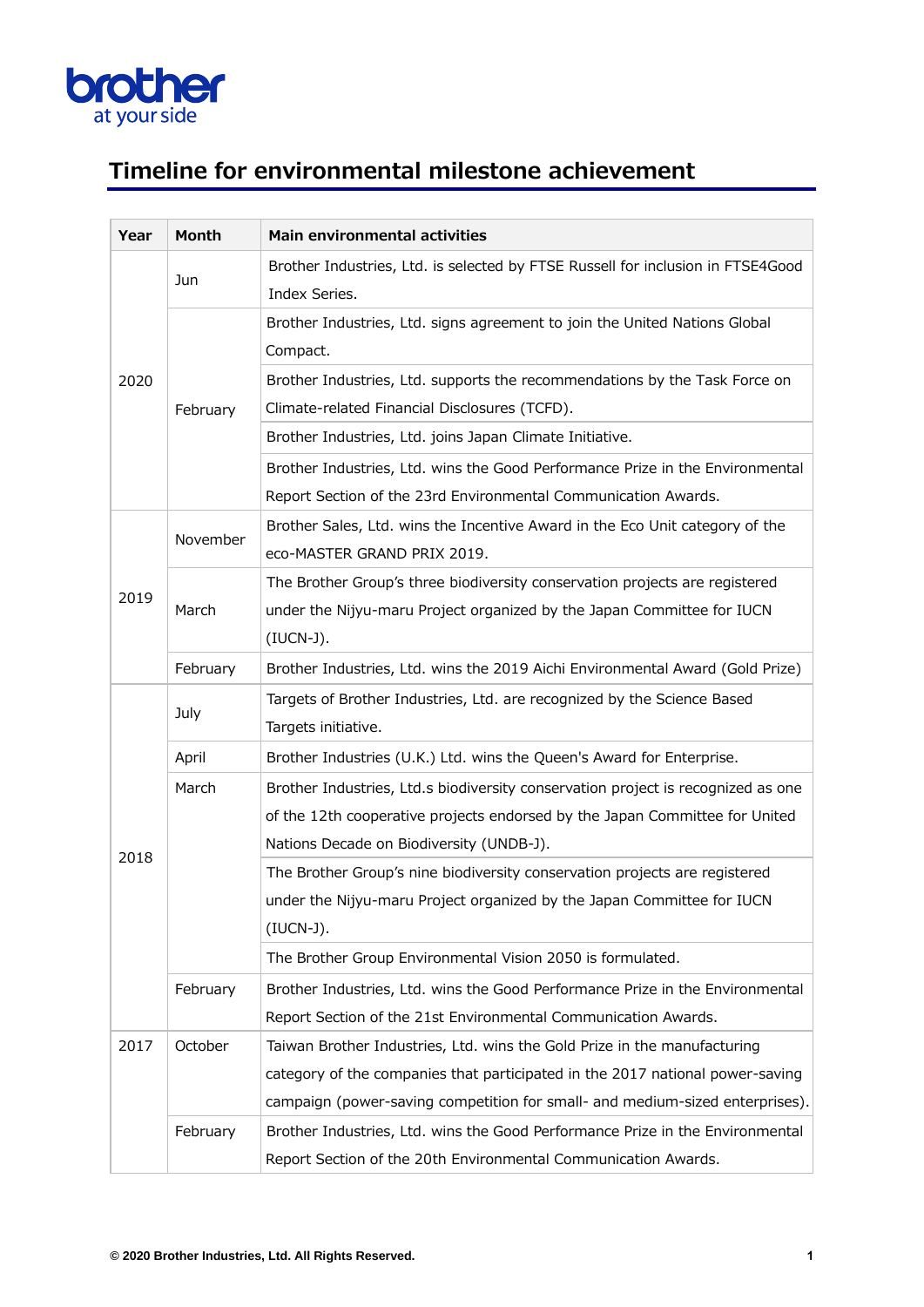# Timeline for environmental milestone achievement

| Year | Month | Main environmental activities |
|---|---|---|
| 2020 | Jun | Brother Industries, Ltd. is selected by FTSE Russell for inclusion in FTSE4Good Index Series. |
| | February | Brother Industries, Ltd. signs agreement to join the United Nations Global Compact. |
| | | Brother Industries, Ltd. supports the recommendations by the Task Force on Climate-related Financial Disclosures (TCFD). |
| | | Brother Industries, Ltd. joins Japan Climate Initiative. |
| | | Brother Industries, Ltd. wins the Good Performance Prize in the Environmental Report Section of the 23rd Environmental Communication Awards. |
| 2019 | November | Brother Sales, Ltd. wins the Incentive Award in the Eco Unit category of the eco-MASTER GRAND PRIX 2019. |
| | March | The Brother Group's three biodiversity conservation projects are registered under the Nijyu-maru Project organized by the Japan Committee for IUCN (IUCN-J). |
| | February | Brother Industries, Ltd. wins the 2019 Aichi Environmental Award (Gold Prize) |
| 2018 | July | Targets of Brother Industries, Ltd. are recognized by the Science Based Targets initiative. |
| | April | Brother Industries (U.K.) Ltd. wins the Queen's Award for Enterprise. |
| | March | Brother Industries, Ltd.s biodiversity conservation project is recognized as one of the 12th cooperative projects endorsed by the Japan Committee for United Nations Decade on Biodiversity (UNDB-J). |
| | | The Brother Group's nine biodiversity conservation projects are registered under the Nijyu-maru Project organized by the Japan Committee for IUCN (IUCN-J). |
| | | The Brother Group Environmental Vision 2050 is formulated. |
| | February | Brother Industries, Ltd. wins the Good Performance Prize in the Environmental Report Section of the 21st Environmental Communication Awards. |
| 2017 | October | Taiwan Brother Industries, Ltd. wins the Gold Prize in the manufacturing category of the companies that participated in the 2017 national power-saving campaign (power-saving competition for small- and medium-sized enterprises). |
| | February | Brother Industries, Ltd. wins the Good Performance Prize in the Environmental Report Section of the 20th Environmental Communication Awards. |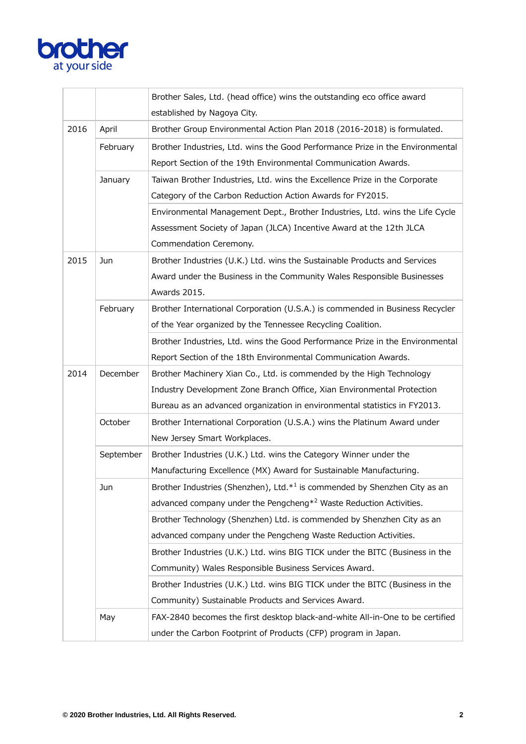| | | |
|---|---|---|
| | | Brother Sales, Ltd. (head office) wins the outstanding eco office award established by Nagoya City. |
| 2016 | April | Brother Group Environmental Action Plan 2018 (2016-2018) is formulated. |
| | February | Brother Industries, Ltd. wins the Good Performance Prize in the Environmental Report Section of the 19th Environmental Communication Awards. |
| | January | Taiwan Brother Industries, Ltd. wins the Excellence Prize in the Corporate Category of the Carbon Reduction Action Awards for FY2015. |
| | | Environmental Management Dept., Brother Industries, Ltd. wins the Life Cycle Assessment Society of Japan (JLCA) Incentive Award at the 12th JLCA Commendation Ceremony. |
| 2015 | Jun | Brother Industries (U.K.) Ltd. wins the Sustainable Products and Services Award under the Business in the Community Wales Responsible Businesses Awards 2015. |
| | February | Brother International Corporation (U.S.A.) is commended in Business Recycler of the Year organized by the Tennessee Recycling Coalition. |
| | | Brother Industries, Ltd. wins the Good Performance Prize in the Environmental Report Section of the 18th Environmental Communication Awards. |
| 2014 | December | Brother Machinery Xian Co., Ltd. is commended by the High Technology Industry Development Zone Branch Office, Xian Environmental Protection Bureau as an advanced organization in environmental statistics in FY2013. |
| | October | Brother International Corporation (U.S.A.) wins the Platinum Award under New Jersey Smart Workplaces. |
| | September | Brother Industries (U.K.) Ltd. wins the Category Winner under the Manufacturing Excellence (MX) Award for Sustainable Manufacturing. |
| | Jun | Brother Industries (Shenzhen), Ltd.*[1] is commended by Shenzhen City as an advanced company under the Pengcheng*[2] Waste Reduction Activities. |
| | | Brother Technology (Shenzhen) Ltd. is commended by Shenzhen City as an advanced company under the Pengcheng Waste Reduction Activities. |
| | | Brother Industries (U.K.) Ltd. wins BIG TICK under the BITC (Business in the Community) Wales Responsible Business Services Award. |
| | | Brother Industries (U.K.) Ltd. wins BIG TICK under the BITC (Business in the Community) Sustainable Products and Services Award. |
| | May | FAX-2840 becomes the first desktop black-and-white All-in-One to be certified under the Carbon Footprint of Products (CFP) program in Japan. |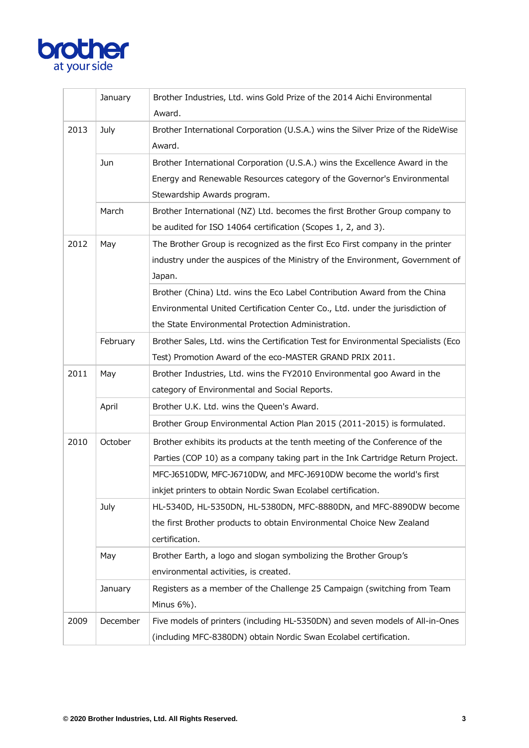| | | |
|---|---|---|
| | January | Brother Industries, Ltd. wins Gold Prize of the 2014 Aichi Environmental Award. |
| 2013 | July | Brother International Corporation (U.S.A.) wins the Silver Prize of the RideWise Award. |
| | Jun | Brother International Corporation (U.S.A.) wins the Excellence Award in the Energy and Renewable Resources category of the Governor's Environmental Stewardship Awards program. |
| | March | Brother International (NZ) Ltd. becomes the first Brother Group company to be audited for ISO 14064 certification (Scopes 1, 2, and 3). |
| 2012 | May | The Brother Group is recognized as the first Eco First company in the printer industry under the auspices of the Ministry of the Environment, Government of Japan. |
| | | Brother (China) Ltd. wins the Eco Label Contribution Award from the China Environmental United Certification Center Co., Ltd. under the jurisdiction of the State Environmental Protection Administration. |
| | February | Brother Sales, Ltd. wins the Certification Test for Environmental Specialists (Eco Test) Promotion Award of the eco-MASTER GRAND PRIX 2011. |
| 2011 | May | Brother Industries, Ltd. wins the FY2010 Environmental goo Award in the category of Environmental and Social Reports. |
| | April | Brother U.K. Ltd. wins the Queen's Award. |
| | | Brother Group Environmental Action Plan 2015 (2011-2015) is formulated. |
| 2010 | October | Brother exhibits its products at the tenth meeting of the Conference of the Parties (COP 10) as a company taking part in the Ink Cartridge Return Project. |
| | | MFC-J6510DW, MFC-J6710DW, and MFC-J6910DW become the world's first inkjet printers to obtain Nordic Swan Ecolabel certification. |
| | July | HL-5340D, HL-5350DN, HL-5380DN, MFC-8880DN, and MFC-8890DW become the first Brother products to obtain Environmental Choice New Zealand certification. |
| | May | Brother Earth, a logo and slogan symbolizing the Brother Group's environmental activities, is created. |
| | January | Registers as a member of the Challenge 25 Campaign (switching from Team Minus 6%). |
| 2009 | December | Five models of printers (including HL-5350DN) and seven models of All-in-Ones (including MFC-8380DN) obtain Nordic Swan Ecolabel certification. |

© 2020 Brother Industries, Ltd. All Rights Reserved.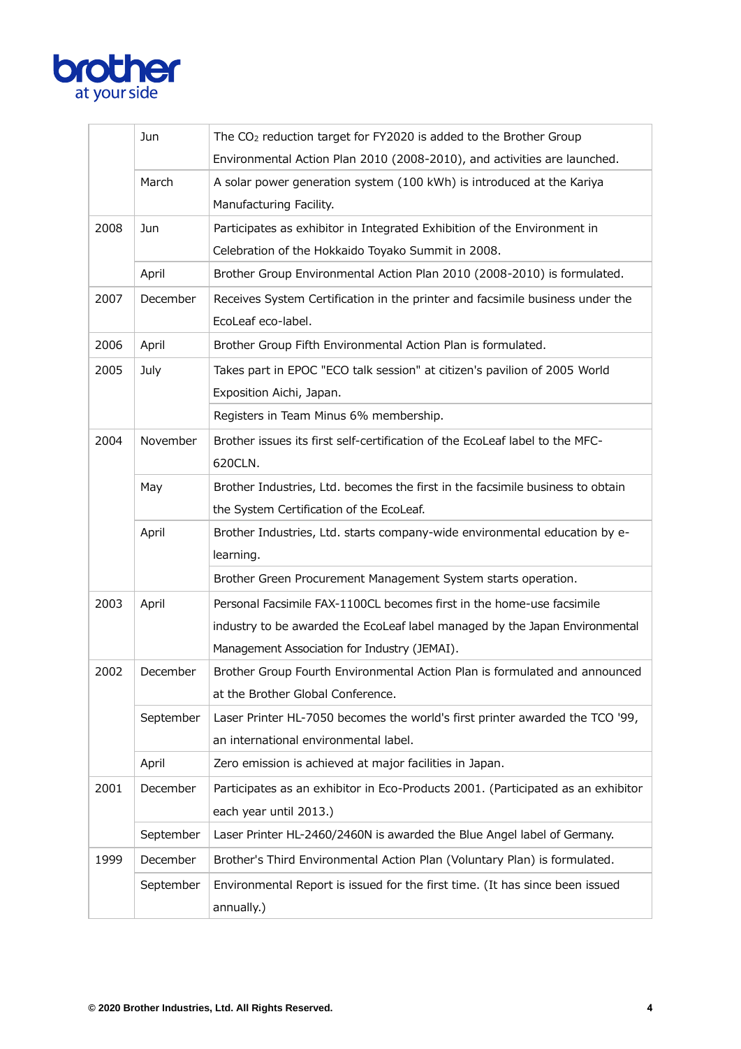| | | |
|---|---|---|
| | Jun | The $CO_2$ reduction target for FY2020 is added to the Brother Group Environmental Action Plan 2010 (2008-2010), and activities are launched. |
| | March | A solar power generation system (100 kWh) is introduced at the Kariya Manufacturing Facility. |
| 2008 | Jun | Participates as exhibitor in Integrated Exhibition of the Environment in Celebration of the Hokkaido Toyako Summit in 2008. |
| | April | Brother Group Environmental Action Plan 2010 (2008-2010) is formulated. |
| 2007 | December | Receives System Certification in the printer and facsimile business under the EcoLeaf eco-label. |
| 2006 | April | Brother Group Fifth Environmental Action Plan is formulated. |
| 2005 | July | Takes part in EPOC "ECO talk session" at citizen's pavilion of 2005 World Exposition Aichi, Japan. |
| | | Registers in Team Minus 6% membership. |
| 2004 | November | Brother issues its first self-certification of the EcoLeaf label to the MFC-620CLN. |
| | May | Brother Industries, Ltd. becomes the first in the facsimile business to obtain the System Certification of the EcoLeaf. |
| | April | Brother Industries, Ltd. starts company-wide environmental education by e-learning. |
| | | Brother Green Procurement Management System starts operation. |
| 2003 | April | Personal Facsimile FAX-1100CL becomes first in the home-use facsimile industry to be awarded the EcoLeaf label managed by the Japan Environmental Management Association for Industry (JEMAI). |
| 2002 | December | Brother Group Fourth Environmental Action Plan is formulated and announced at the Brother Global Conference. |
| | September | Laser Printer HL-7050 becomes the world's first printer awarded the TCO '99, an international environmental label. |
| | April | Zero emission is achieved at major facilities in Japan. |
| 2001 | December | Participates as an exhibitor in Eco-Products 2001. (Participated as an exhibitor each year until 2013.) |
| | September | Laser Printer HL-2460/2460N is awarded the Blue Angel label of Germany. |
| 1999 | December | Brother's Third Environmental Action Plan (Voluntary Plan) is formulated. |
| | September | Environmental Report is issued for the first time. (It has since been issued annually.) |

© 2020 Brother Industries, Ltd. All Rights Reserved.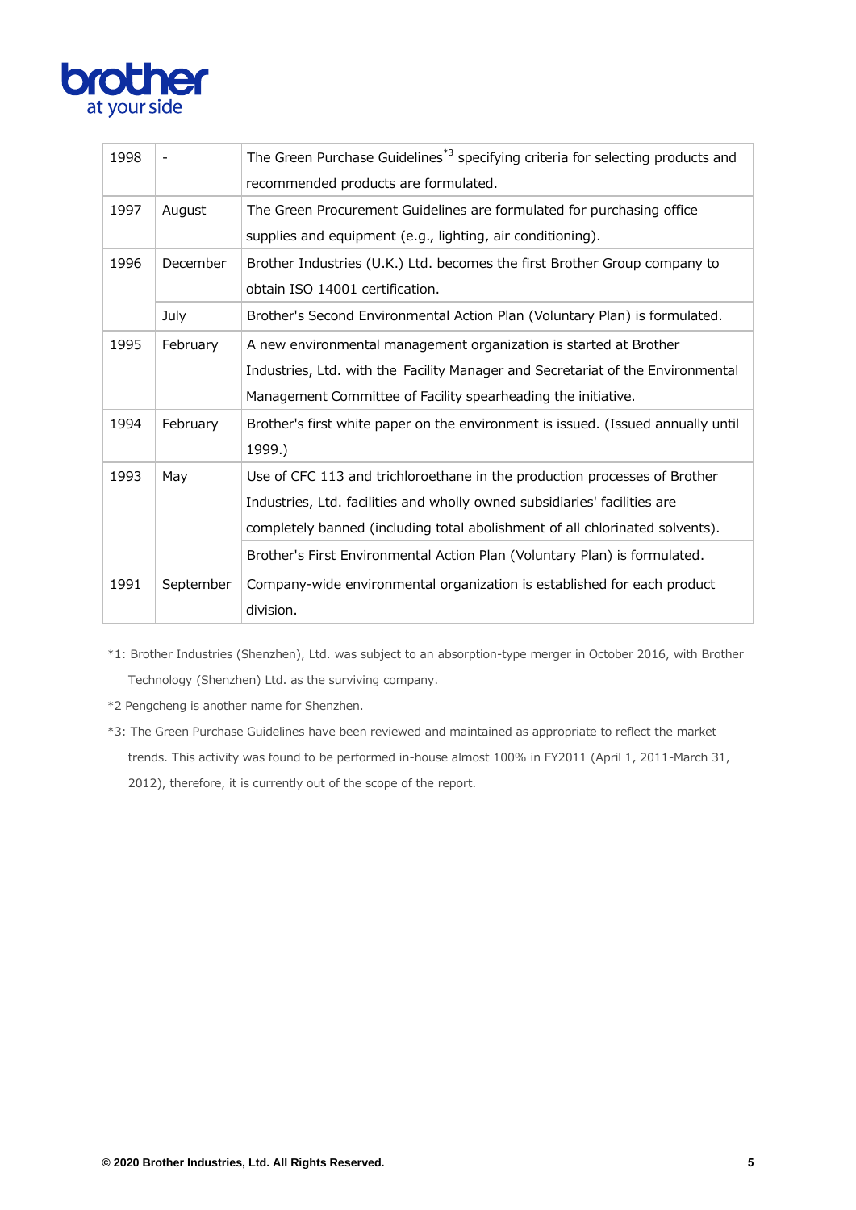| | | |
|---|---|---|
| 1998 | - | The Green Purchase Guidelines[*3] specifying criteria for selecting products and recommended products are formulated. |
| 1997 | August | The Green Procurement Guidelines are formulated for purchasing office supplies and equipment (e.g., lighting, air conditioning). |
| 1996 | December | Brother Industries (U.K.) Ltd. becomes the first Brother Group company to obtain ISO 14001 certification. |
| | July | Brother's Second Environmental Action Plan (Voluntary Plan) is formulated. |
| 1995 | February | A new environmental management organization is started at Brother Industries, Ltd. with the Facility Manager and Secretariat of the Environmental Management Committee of Facility spearheading the initiative. |
| 1994 | February | Brother's first white paper on the environment is issued. (Issued annually until 1999.) |
| 1993 | May | Use of CFC 113 and trichloroethane in the production processes of Brother Industries, Ltd. facilities and wholly owned subsidiaries' facilities are completely banned (including total abolishment of all chlorinated solvents). |
| | | Brother's First Environmental Action Plan (Voluntary Plan) is formulated. |
| 1991 | September | Company-wide environmental organization is established for each product division. |

*1: Brother Industries (Shenzhen), Ltd. was subject to an absorption-type merger in October 2016, with Brother Technology (Shenzhen) Ltd. as the surviving company.

*2 Pengcheng is another name for Shenzhen.

*3: The Green Purchase Guidelines have been reviewed and maintained as appropriate to reflect the market trends. This activity was found to be performed in-house almost 100% in FY2011 (April 1, 2011-March 31, 2012), therefore, it is currently out of the scope of the report.